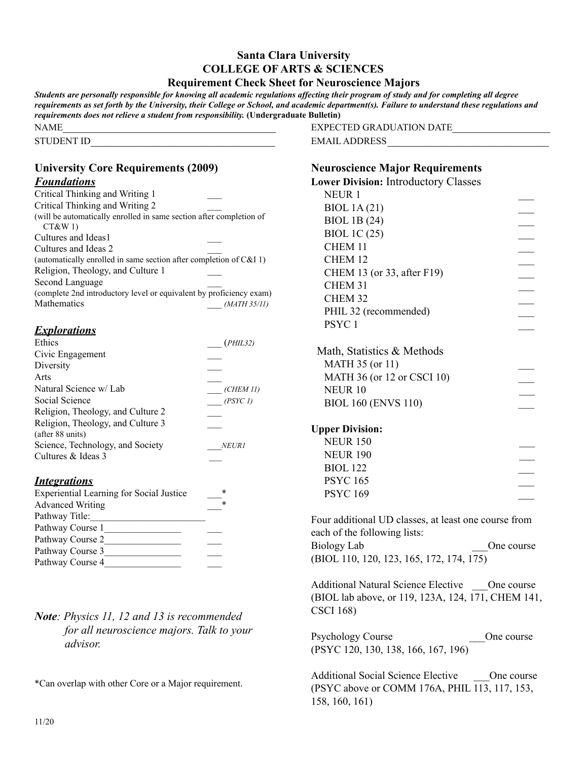# Santa Clara University
## COLLEGE OF ARTS & SCIENCES
### Requirement Check Sheet for Neuroscience Majors

***Students are personally responsible for knowing all academic regulations affecting their program of study and for completing all degree requirements as set forth by the University, their College or School, and academic department(s). Failure to understand these regulations and requirements does not relieve a student from responsibility.*** **(Undergraduate Bulletin)**

NAME_______________________________________________ EXPECTED GRADUATION DATE____________________

STUDENT ID_______________________________________ EMAIL ADDRESS_________________________________

## University Core Requirements (2009)

### *Foundations*

- Critical Thinking and Writing 1 ___
- Critical Thinking and Writing 2 ___
  (will be automatically enrolled in same section after completion of CT&W 1)
- Cultures and Ideas1 ___
- Cultures and Ideas 2 ___
  (automatically enrolled in same section after completion of C&I 1)
- Religion, Theology, and Culture 1 ___
- Second Language ___
  (complete 2nd introductory level or equivalent by proficiency exam)
- Mathematics ___ *(MATH 35/11)*

### *Explorations*

- Ethics ___ (*PHIL32*)
- Civic Engagement ___
- Diversity ___
- Arts ___
- Natural Science w/ Lab ___ *(CHEM 11)*
- Social Science ___ *(PSYC 1)*
- Religion, Theology, and Culture 2 ___
- Religion, Theology, and Culture 3 ___
  (after 88 units)
- Science, Technology, and Society ___*NEUR1*
- Cultures & Ideas 3 ___

### *Integrations*

- Experiential Learning for Social Justice ___*
- Advanced Writing ___*
- Pathway Title:_______________________
- Pathway Course 1________________ ___
- Pathway Course 2________________ ___
- Pathway Course 3________________ ___
- Pathway Course 4________________ ___

***Note**: Physics 11, 12 and 13 is recommended for all neuroscience majors. Talk to your advisor.*

*Can overlap with other Core or a Major requirement.

## Neuroscience Major Requirements

**Lower Division:** Introductory Classes

- NEUR 1 ___
- BIOL 1A (21) ___
- BIOL 1B (24) ___
- BIOL 1C (25) ___
- CHEM 11 ___
- CHEM 12 ___
- CHEM 13 (or 33, after F19) ___
- CHEM 31 ___
- CHEM 32 ___
- PHIL 32 (recommended) ___
- PSYC 1 ___

Math, Statistics & Methods

- MATH 35 (or 11) ___
- MATH 36 (or 12 or CSCI 10) ___
- NEUR 10 ___
- BIOL 160 (ENVS 110) ___

**Upper Division:**

- NEUR 150 ___
- NEUR 190 ___
- BIOL 122 ___
- PSYC 165 ___
- PSYC 169 ___

Four additional UD classes, at least one course from each of the following lists:

Biology Lab ___One course
(BIOL 110, 120, 123, 165, 172, 174, 175)

Additional Natural Science Elective ___One course
(BIOL lab above, or 119, 123A, 124, 171, CHEM 141, CSCI 168)

Psychology Course ___One course
(PSYC 120, 130, 138, 166, 167, 196)

Additional Social Science Elective ___One course
(PSYC above or COMM 176A, PHIL 113, 117, 153, 158, 160, 161)

11/20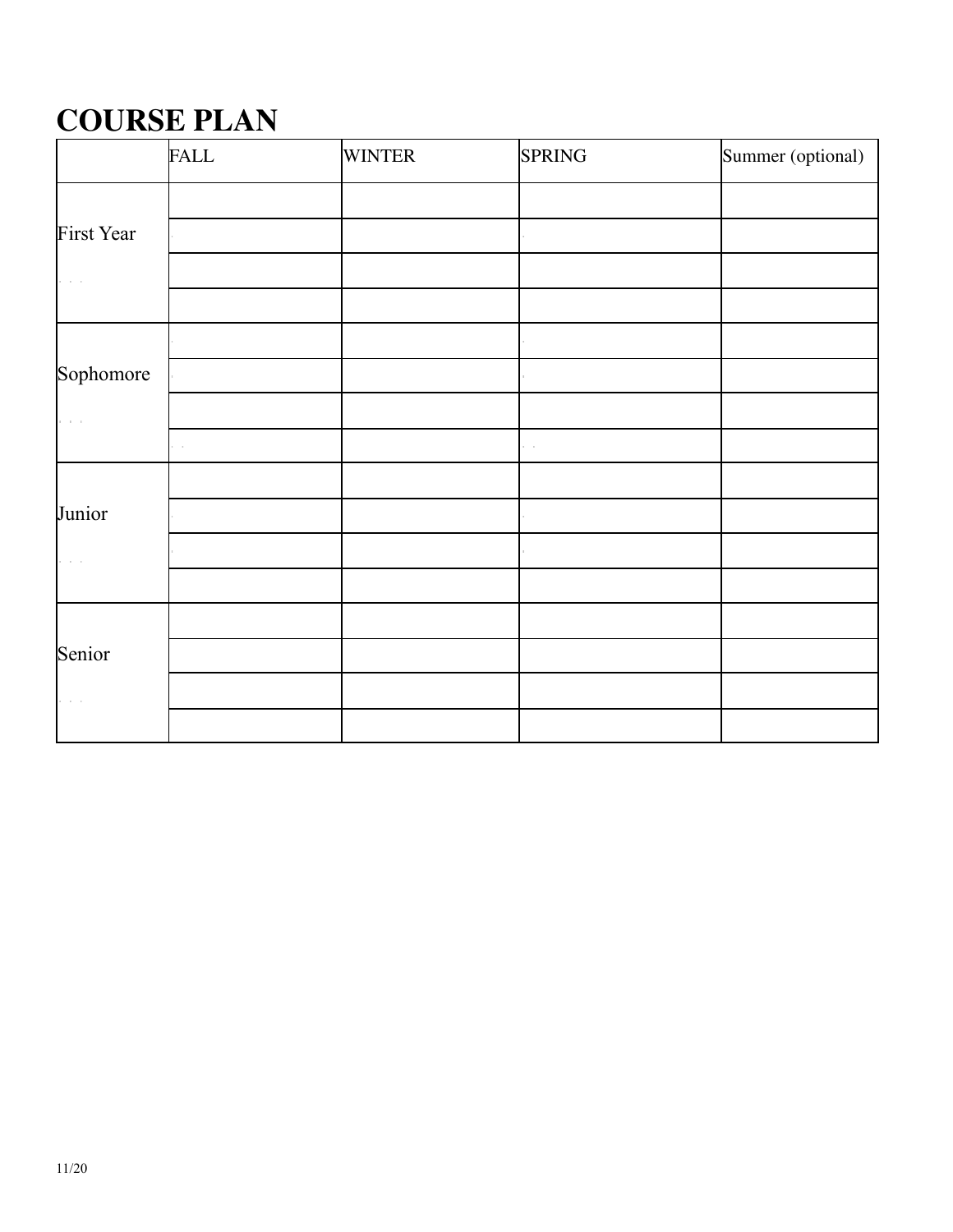# COURSE PLAN

| | FALL | WINTER | SPRING | Summer (optional) |
|---|---|---|---|---|
| First Year | | | | |
| | | | | |
| | | | | |
| | | | | |
| Sophomore | | | | |
| | | | | |
| | | | | |
| | | | | |
| Junior | | | | |
| | | | | |
| | | | | |
| | | | | |
| Senior | | | | |
| | | | | |
| | | | | |
| | | | | |

11/20